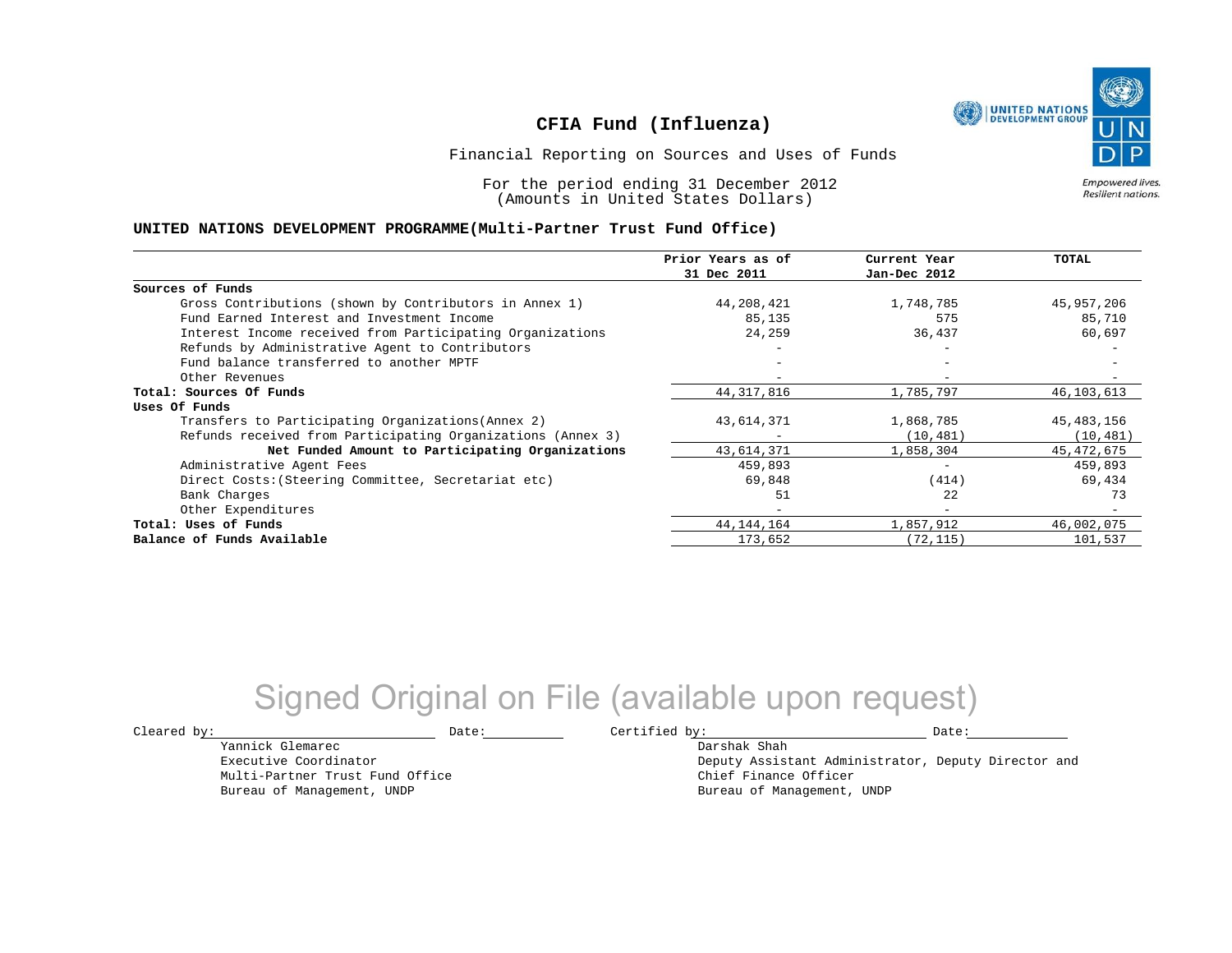# CFIA Fund (Influenza)

Financial Reporting on Sources and Uses of Funds

For the period ending 31 December 2012
(Amounts in United States Dollars)

**UNITED NATIONS DEVELOPMENT PROGRAMME(Multi-Partner Trust Fund Office)**

| | Prior Years as of 31 Dec 2011 | Current Year Jan-Dec 2012 | TOTAL |
|---|---|---|---|
| **Sources of Funds** | | | |
| Gross Contributions (shown by Contributors in Annex 1) | 44,208,421 | 1,748,785 | 45,957,206 |
| Fund Earned Interest and Investment Income | 85,135 | 575 | 85,710 |
| Interest Income received from Participating Organizations | 24,259 | 36,437 | 60,697 |
| Refunds by Administrative Agent to Contributors | - | - | - |
| Fund balance transferred to another MPTF | - | - | - |
| Other Revenues | - | - | - |
| **Total: Sources Of Funds** | 44,317,816 | 1,785,797 | 46,103,613 |
| **Uses Of Funds** | | | |
| Transfers to Participating Organizations(Annex 2) | 43,614,371 | 1,868,785 | 45,483,156 |
| Refunds received from Participating Organizations (Annex 3) | - | (10,481) | (10,481) |
| **Net Funded Amount to Participating Organizations** | 43,614,371 | 1,858,304 | 45,472,675 |
| Administrative Agent Fees | 459,893 | - | 459,893 |
| Direct Costs:(Steering Committee, Secretariat etc) | 69,848 | (414) | 69,434 |
| Bank Charges | 51 | 22 | 73 |
| Other Expenditures | - | - | - |
| **Total: Uses of Funds** | 44,144,164 | 1,857,912 | 46,002,075 |
| **Balance of Funds Available** | 173,652 | (72,115) | 101,537 |

Signed Original on File (available upon request)

Cleared by: \_\_\_\_\_\_\_\_\_\_ Date: \_\_\_\_\_\_\_\_\_\_

Yannick Glemarec
Executive Coordinator
Multi-Partner Trust Fund Office
Bureau of Management, UNDP

Certified by: \_\_\_\_\_\_\_\_\_\_ Date: \_\_\_\_\_\_\_\_\_\_

Darshak Shah
Deputy Assistant Administrator, Deputy Director and
Chief Finance Officer
Bureau of Management, UNDP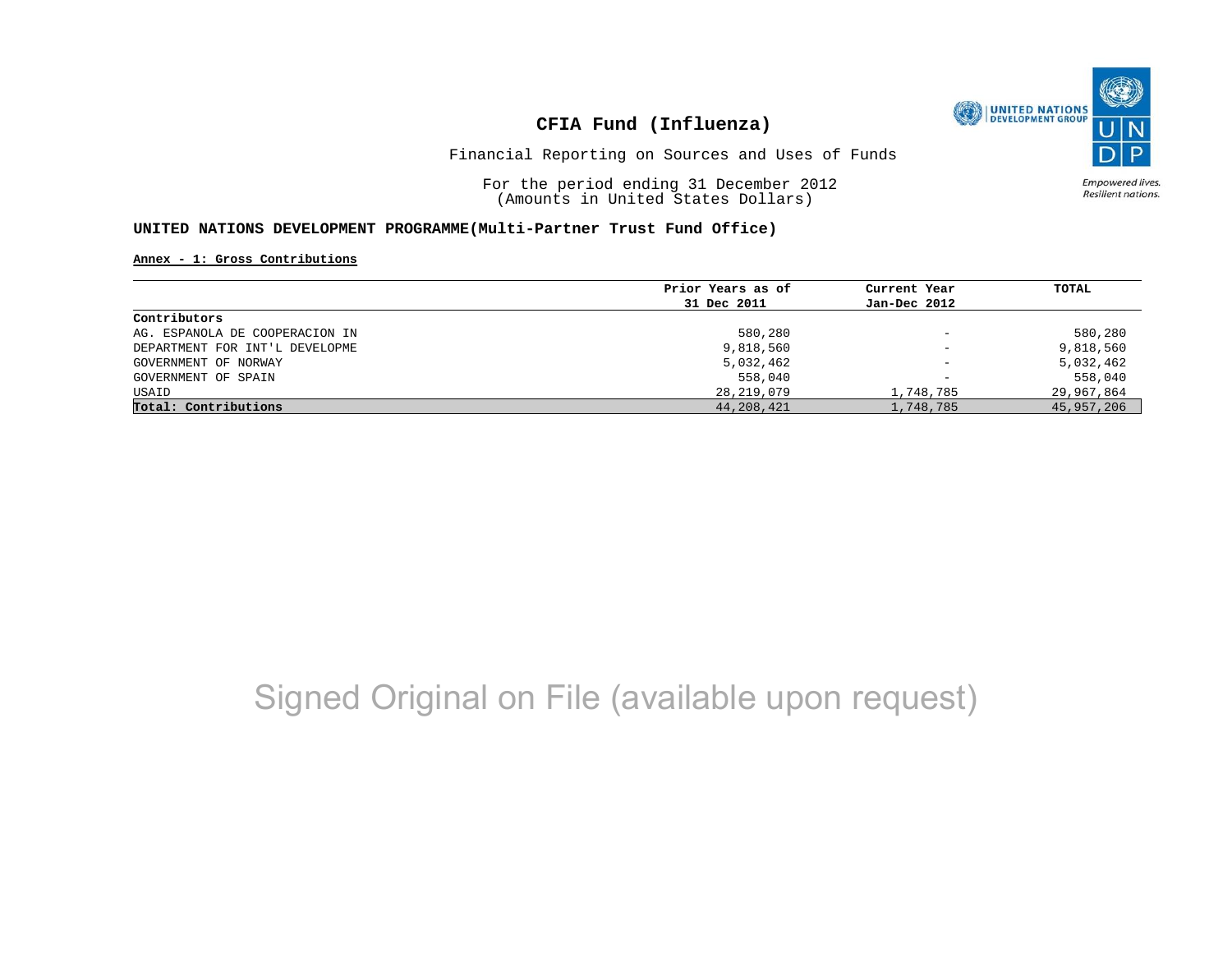# CFIA Fund (Influenza)

Financial Reporting on Sources and Uses of Funds

For the period ending 31 December 2012
(Amounts in United States Dollars)

**UNITED NATIONS DEVELOPMENT PROGRAMME(Multi-Partner Trust Fund Office)**

**Annex - 1: Gross Contributions**

| | Prior Years as of 31 Dec 2011 | Current Year Jan-Dec 2012 | TOTAL |
|---|---|---|---|
| **Contributors** | | | |
| AG. ESPANOLA DE COOPERACION IN | 580,280 | - | 580,280 |
| DEPARTMENT FOR INT'L DEVELOPME | 9,818,560 | - | 9,818,560 |
| GOVERNMENT OF NORWAY | 5,032,462 | - | 5,032,462 |
| GOVERNMENT OF SPAIN | 558,040 | - | 558,040 |
| USAID | 28,219,079 | 1,748,785 | 29,967,864 |
| **Total: Contributions** | 44,208,421 | 1,748,785 | 45,957,206 |

Signed Original on File (available upon request)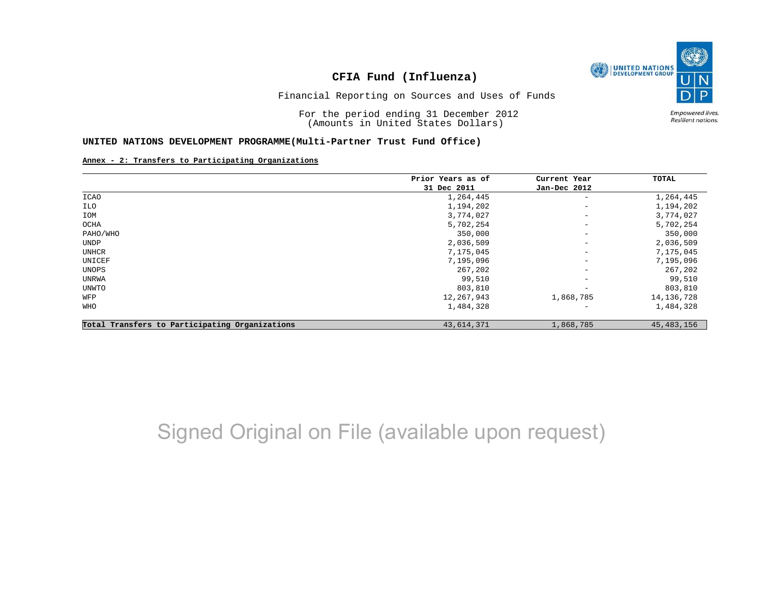# CFIA Fund (Influenza)

Financial Reporting on Sources and Uses of Funds

For the period ending 31 December 2012
(Amounts in United States Dollars)

**UNITED NATIONS DEVELOPMENT PROGRAMME(Multi-Partner Trust Fund Office)**

**Annex - 2: Transfers to Participating Organizations**

| | Prior Years as of 31 Dec 2011 | Current Year Jan-Dec 2012 | TOTAL |
|---|---|---|---|
| ICAO | 1,264,445 | - | 1,264,445 |
| ILO | 1,194,202 | - | 1,194,202 |
| IOM | 3,774,027 | - | 3,774,027 |
| OCHA | 5,702,254 | - | 5,702,254 |
| PAHO/WHO | 350,000 | - | 350,000 |
| UNDP | 2,036,509 | - | 2,036,509 |
| UNHCR | 7,175,045 | - | 7,175,045 |
| UNICEF | 7,195,096 | - | 7,195,096 |
| UNOPS | 267,202 | - | 267,202 |
| UNRWA | 99,510 | - | 99,510 |
| UNWTO | 803,810 | - | 803,810 |
| WFP | 12,267,943 | 1,868,785 | 14,136,728 |
| WHO | 1,484,328 | - | 1,484,328 |
| **Total Transfers to Participating Organizations** | 43,614,371 | 1,868,785 | 45,483,156 |

Signed Original on File (available upon request)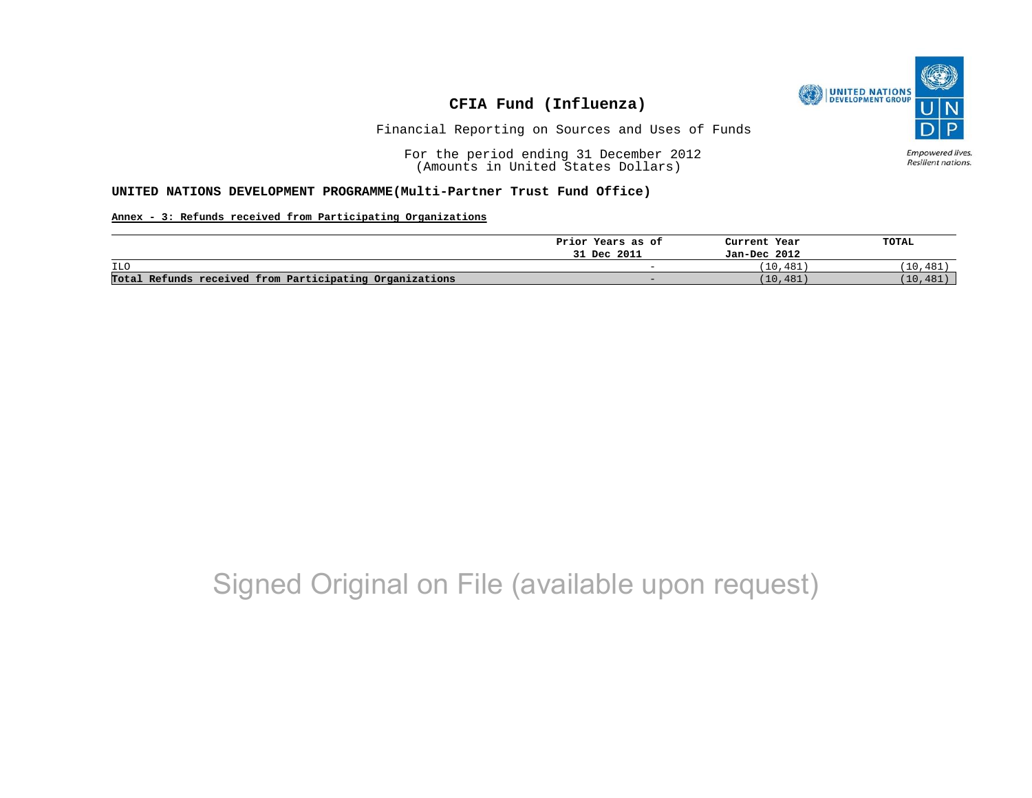# CFIA Fund (Influenza)

Financial Reporting on Sources and Uses of Funds

For the period ending 31 December 2012
(Amounts in United States Dollars)

**UNITED NATIONS DEVELOPMENT PROGRAMME(Multi-Partner Trust Fund Office)**

**Annex - 3: Refunds received from Participating Organizations**

| | Prior Years as of 31 Dec 2011 | Current Year Jan-Dec 2012 | TOTAL |
|---|---|---|---|
| ILO | - | (10,481) | (10,481) |
| **Total Refunds received from Participating Organizations** | - | (10,481) | (10,481) |

Signed Original on File (available upon request)